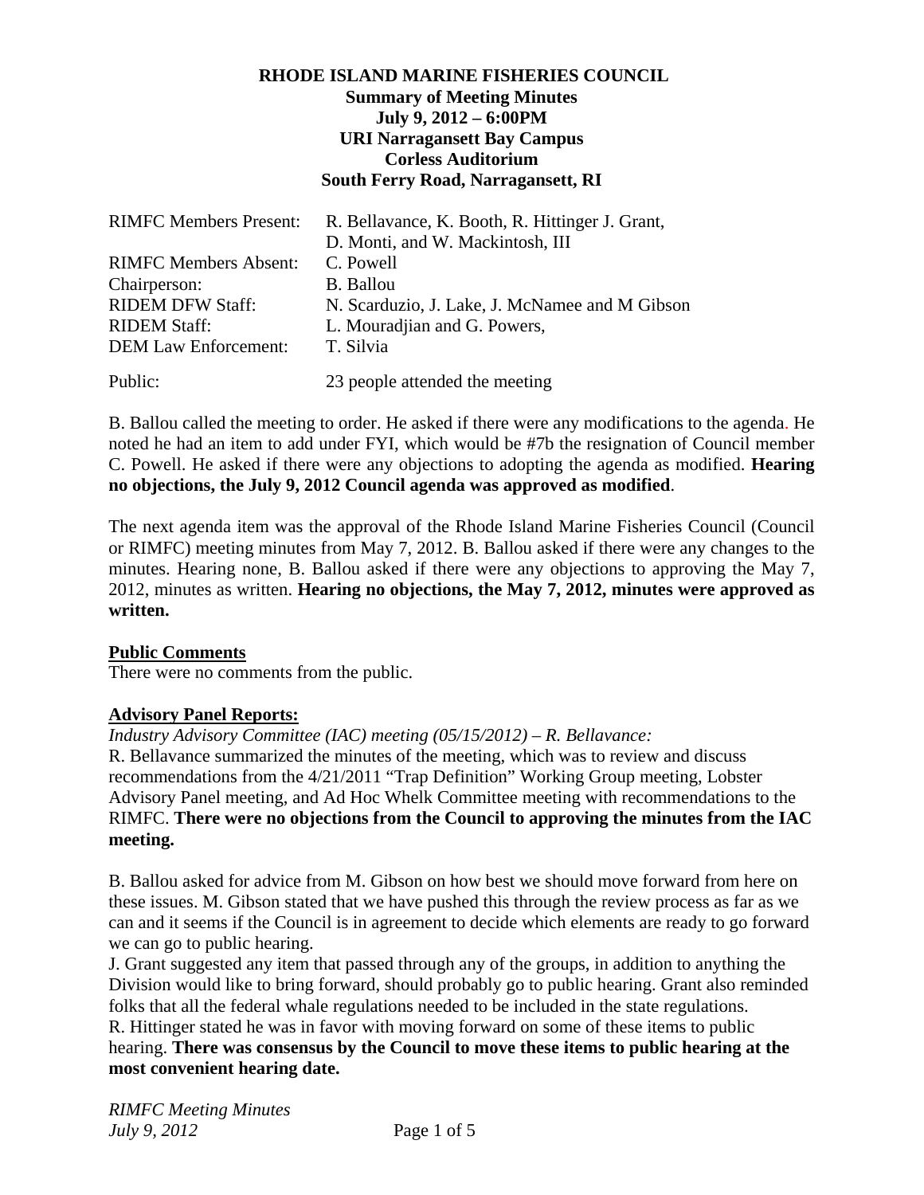# RHODE ISLAND MARINE FISHERIES COUNCIL

**Summary of Meeting Minutes**
**July 9, 2012 – 6:00PM**
**URI Narragansett Bay Campus**
**Corless Auditorium**
**South Ferry Road, Narragansett, RI**

| | |
|---|---|
| RIMFC Members Present: | R. Bellavance, K. Booth, R. Hittinger J. Grant, D. Monti, and W. Mackintosh, III |
| RIMFC Members Absent: | C. Powell |
| Chairperson: | B. Ballou |
| RIDEM DFW Staff: | N. Scarduzio, J. Lake, J. McNamee and M Gibson |
| RIDEM Staff: | L. Mouradjian and G. Powers, |
| DEM Law Enforcement: | T. Silvia |
| Public: | 23 people attended the meeting |

B. Ballou called the meeting to order. He asked if there were any modifications to the agenda. He noted he had an item to add under FYI, which would be #7b the resignation of Council member C. Powell. He asked if there were any objections to adopting the agenda as modified. **Hearing no objections, the July 9, 2012 Council agenda was approved as modified**.

The next agenda item was the approval of the Rhode Island Marine Fisheries Council (Council or RIMFC) meeting minutes from May 7, 2012. B. Ballou asked if there were any changes to the minutes. Hearing none, B. Ballou asked if there were any objections to approving the May 7, 2012, minutes as written. **Hearing no objections, the May 7, 2012, minutes were approved as written.**

**Public Comments**

There were no comments from the public.

**Advisory Panel Reports:**

*Industry Advisory Committee (IAC) meeting (05/15/2012) – R. Bellavance:*

R. Bellavance summarized the minutes of the meeting, which was to review and discuss recommendations from the 4/21/2011 "Trap Definition" Working Group meeting, Lobster Advisory Panel meeting, and Ad Hoc Whelk Committee meeting with recommendations to the RIMFC. **There were no objections from the Council to approving the minutes from the IAC meeting.**

B. Ballou asked for advice from M. Gibson on how best we should move forward from here on these issues. M. Gibson stated that we have pushed this through the review process as far as we can and it seems if the Council is in agreement to decide which elements are ready to go forward we can go to public hearing.

J. Grant suggested any item that passed through any of the groups, in addition to anything the Division would like to bring forward, should probably go to public hearing. Grant also reminded folks that all the federal whale regulations needed to be included in the state regulations.

R. Hittinger stated he was in favor with moving forward on some of these items to public hearing. **There was consensus by the Council to move these items to public hearing at the most convenient hearing date.**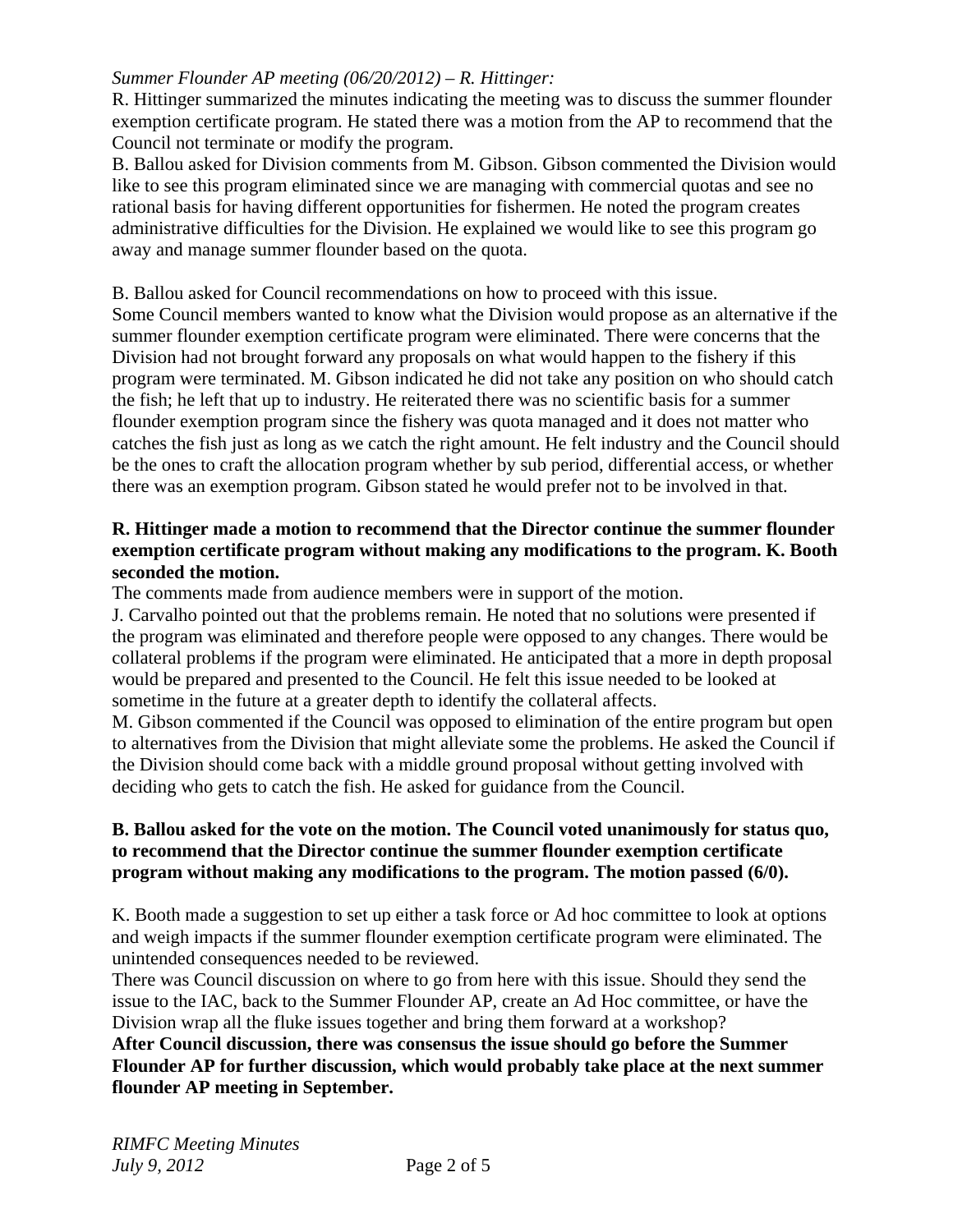*Summer Flounder AP meeting (06/20/2012) – R. Hittinger:*

R. Hittinger summarized the minutes indicating the meeting was to discuss the summer flounder exemption certificate program. He stated there was a motion from the AP to recommend that the Council not terminate or modify the program.

B. Ballou asked for Division comments from M. Gibson. Gibson commented the Division would like to see this program eliminated since we are managing with commercial quotas and see no rational basis for having different opportunities for fishermen. He noted the program creates administrative difficulties for the Division. He explained we would like to see this program go away and manage summer flounder based on the quota.

B. Ballou asked for Council recommendations on how to proceed with this issue.

Some Council members wanted to know what the Division would propose as an alternative if the summer flounder exemption certificate program were eliminated. There were concerns that the Division had not brought forward any proposals on what would happen to the fishery if this program were terminated. M. Gibson indicated he did not take any position on who should catch the fish; he left that up to industry. He reiterated there was no scientific basis for a summer flounder exemption program since the fishery was quota managed and it does not matter who catches the fish just as long as we catch the right amount. He felt industry and the Council should be the ones to craft the allocation program whether by sub period, differential access, or whether there was an exemption program. Gibson stated he would prefer not to be involved in that.

**R. Hittinger made a motion to recommend that the Director continue the summer flounder exemption certificate program without making any modifications to the program. K. Booth seconded the motion.**

The comments made from audience members were in support of the motion.

J. Carvalho pointed out that the problems remain. He noted that no solutions were presented if the program was eliminated and therefore people were opposed to any changes. There would be collateral problems if the program were eliminated. He anticipated that a more in depth proposal would be prepared and presented to the Council. He felt this issue needed to be looked at sometime in the future at a greater depth to identify the collateral affects.

M. Gibson commented if the Council was opposed to elimination of the entire program but open to alternatives from the Division that might alleviate some the problems. He asked the Council if the Division should come back with a middle ground proposal without getting involved with deciding who gets to catch the fish. He asked for guidance from the Council.

**B. Ballou asked for the vote on the motion. The Council voted unanimously for status quo, to recommend that the Director continue the summer flounder exemption certificate program without making any modifications to the program. The motion passed (6/0).**

K. Booth made a suggestion to set up either a task force or Ad hoc committee to look at options and weigh impacts if the summer flounder exemption certificate program were eliminated. The unintended consequences needed to be reviewed.

There was Council discussion on where to go from here with this issue. Should they send the issue to the IAC, back to the Summer Flounder AP, create an Ad Hoc committee, or have the Division wrap all the fluke issues together and bring them forward at a workshop?

**After Council discussion, there was consensus the issue should go before the Summer Flounder AP for further discussion, which would probably take place at the next summer flounder AP meeting in September.**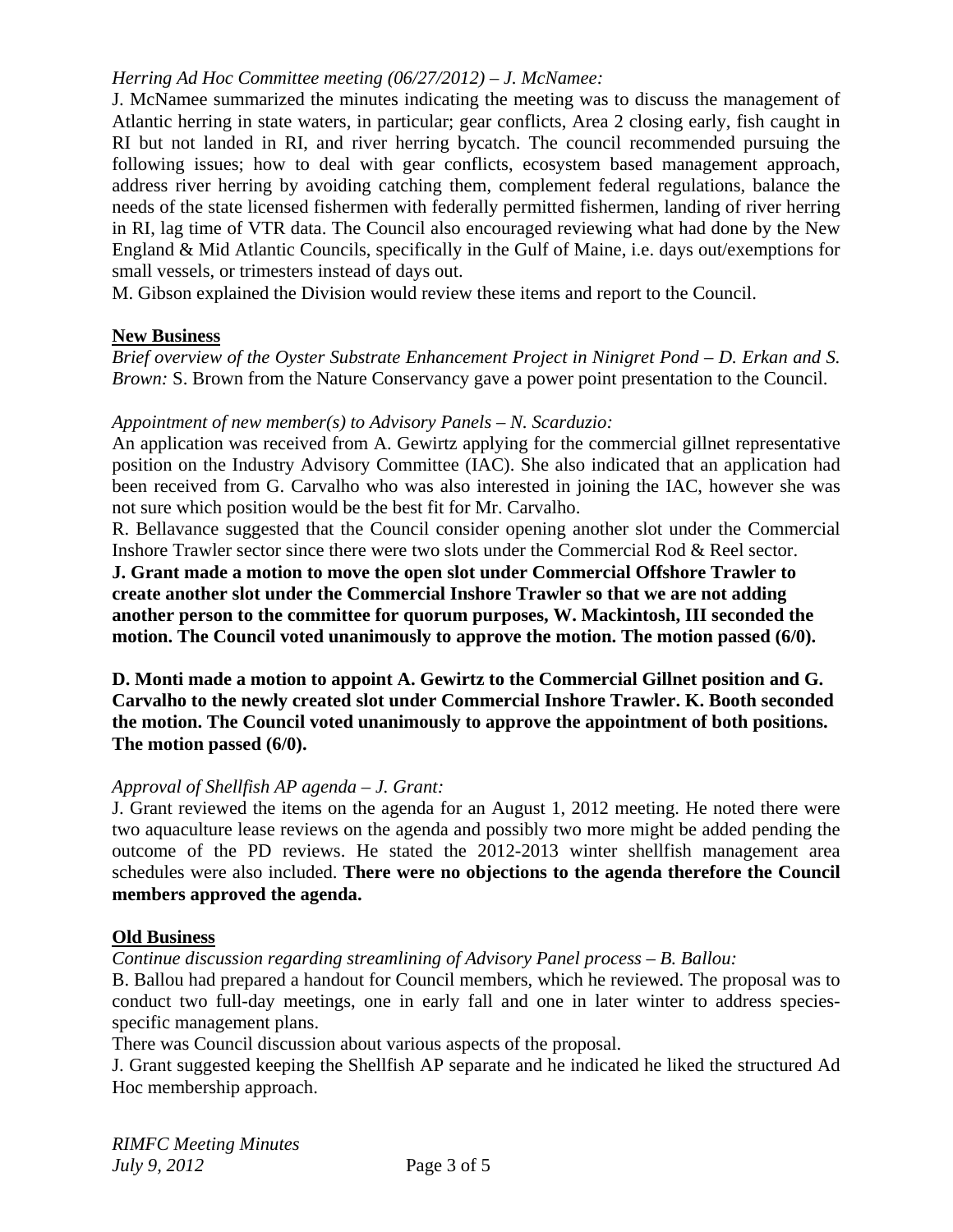*Herring Ad Hoc Committee meeting (06/27/2012) – J. McNamee:*

J. McNamee summarized the minutes indicating the meeting was to discuss the management of Atlantic herring in state waters, in particular; gear conflicts, Area 2 closing early, fish caught in RI but not landed in RI, and river herring bycatch. The council recommended pursuing the following issues; how to deal with gear conflicts, ecosystem based management approach, address river herring by avoiding catching them, complement federal regulations, balance the needs of the state licensed fishermen with federally permitted fishermen, landing of river herring in RI, lag time of VTR data. The Council also encouraged reviewing what had done by the New England & Mid Atlantic Councils, specifically in the Gulf of Maine, i.e. days out/exemptions for small vessels, or trimesters instead of days out.

M. Gibson explained the Division would review these items and report to the Council.

## New Business

*Brief overview of the Oyster Substrate Enhancement Project in Ninigret Pond – D. Erkan and S. Brown:* S. Brown from the Nature Conservancy gave a power point presentation to the Council.

*Appointment of new member(s) to Advisory Panels – N. Scarduzio:*

An application was received from A. Gewirtz applying for the commercial gillnet representative position on the Industry Advisory Committee (IAC). She also indicated that an application had been received from G. Carvalho who was also interested in joining the IAC, however she was not sure which position would be the best fit for Mr. Carvalho.

R. Bellavance suggested that the Council consider opening another slot under the Commercial Inshore Trawler sector since there were two slots under the Commercial Rod & Reel sector.

**J. Grant made a motion to move the open slot under Commercial Offshore Trawler to create another slot under the Commercial Inshore Trawler so that we are not adding another person to the committee for quorum purposes, W. Mackintosh, III seconded the motion. The Council voted unanimously to approve the motion. The motion passed (6/0).**

**D. Monti made a motion to appoint A. Gewirtz to the Commercial Gillnet position and G. Carvalho to the newly created slot under Commercial Inshore Trawler. K. Booth seconded the motion. The Council voted unanimously to approve the appointment of both positions. The motion passed (6/0).**

*Approval of Shellfish AP agenda – J. Grant:*

J. Grant reviewed the items on the agenda for an August 1, 2012 meeting. He noted there were two aquaculture lease reviews on the agenda and possibly two more might be added pending the outcome of the PD reviews. He stated the 2012-2013 winter shellfish management area schedules were also included. **There were no objections to the agenda therefore the Council members approved the agenda.**

## Old Business

*Continue discussion regarding streamlining of Advisory Panel process – B. Ballou:*

B. Ballou had prepared a handout for Council members, which he reviewed. The proposal was to conduct two full-day meetings, one in early fall and one in later winter to address species-specific management plans.

There was Council discussion about various aspects of the proposal.

J. Grant suggested keeping the Shellfish AP separate and he indicated he liked the structured Ad Hoc membership approach.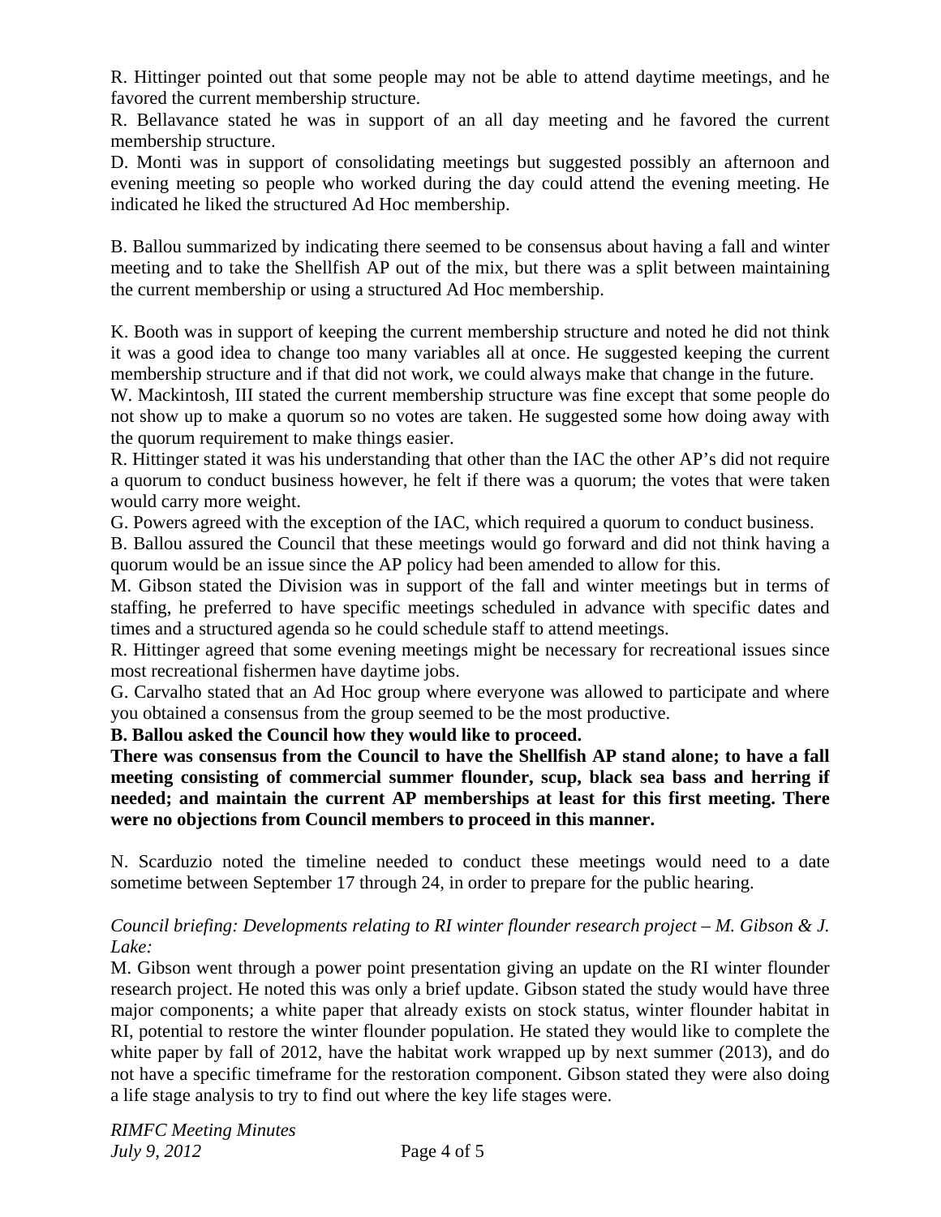R. Hittinger pointed out that some people may not be able to attend daytime meetings, and he favored the current membership structure.

R. Bellavance stated he was in support of an all day meeting and he favored the current membership structure.

D. Monti was in support of consolidating meetings but suggested possibly an afternoon and evening meeting so people who worked during the day could attend the evening meeting. He indicated he liked the structured Ad Hoc membership.

B. Ballou summarized by indicating there seemed to be consensus about having a fall and winter meeting and to take the Shellfish AP out of the mix, but there was a split between maintaining the current membership or using a structured Ad Hoc membership.

K. Booth was in support of keeping the current membership structure and noted he did not think it was a good idea to change too many variables all at once. He suggested keeping the current membership structure and if that did not work, we could always make that change in the future.

W. Mackintosh, III stated the current membership structure was fine except that some people do not show up to make a quorum so no votes are taken. He suggested some how doing away with the quorum requirement to make things easier.

R. Hittinger stated it was his understanding that other than the IAC the other AP's did not require a quorum to conduct business however, he felt if there was a quorum; the votes that were taken would carry more weight.

G. Powers agreed with the exception of the IAC, which required a quorum to conduct business.

B. Ballou assured the Council that these meetings would go forward and did not think having a quorum would be an issue since the AP policy had been amended to allow for this.

M. Gibson stated the Division was in support of the fall and winter meetings but in terms of staffing, he preferred to have specific meetings scheduled in advance with specific dates and times and a structured agenda so he could schedule staff to attend meetings.

R. Hittinger agreed that some evening meetings might be necessary for recreational issues since most recreational fishermen have daytime jobs.

G. Carvalho stated that an Ad Hoc group where everyone was allowed to participate and where you obtained a consensus from the group seemed to be the most productive.

**B. Ballou asked the Council how they would like to proceed.**

**There was consensus from the Council to have the Shellfish AP stand alone; to have a fall meeting consisting of commercial summer flounder, scup, black sea bass and herring if needed; and maintain the current AP memberships at least for this first meeting. There were no objections from Council members to proceed in this manner.**

N. Scarduzio noted the timeline needed to conduct these meetings would need to a date sometime between September 17 through 24, in order to prepare for the public hearing.

*Council briefing: Developments relating to RI winter flounder research project – M. Gibson & J. Lake:*

M. Gibson went through a power point presentation giving an update on the RI winter flounder research project. He noted this was only a brief update. Gibson stated the study would have three major components; a white paper that already exists on stock status, winter flounder habitat in RI, potential to restore the winter flounder population. He stated they would like to complete the white paper by fall of 2012, have the habitat work wrapped up by next summer (2013), and do not have a specific timeframe for the restoration component. Gibson stated they were also doing a life stage analysis to try to find out where the key life stages were.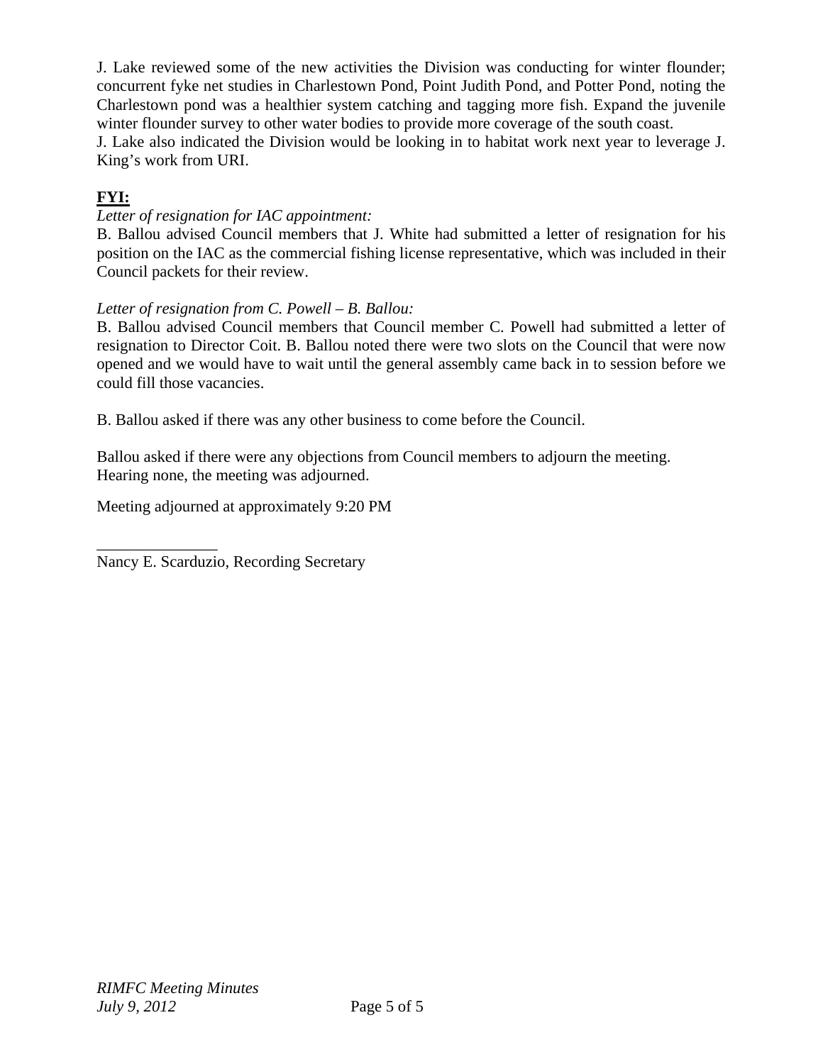J. Lake reviewed some of the new activities the Division was conducting for winter flounder; concurrent fyke net studies in Charlestown Pond, Point Judith Pond, and Potter Pond, noting the Charlestown pond was a healthier system catching and tagging more fish. Expand the juvenile winter flounder survey to other water bodies to provide more coverage of the south coast.
J. Lake also indicated the Division would be looking in to habitat work next year to leverage J. King's work from URI.

**FYI:**

*Letter of resignation for IAC appointment:*
B. Ballou advised Council members that J. White had submitted a letter of resignation for his position on the IAC as the commercial fishing license representative, which was included in their Council packets for their review.

*Letter of resignation from C. Powell – B. Ballou:*
B. Ballou advised Council members that Council member C. Powell had submitted a letter of resignation to Director Coit. B. Ballou noted there were two slots on the Council that were now opened and we would have to wait until the general assembly came back in to session before we could fill those vacancies.

B. Ballou asked if there was any other business to come before the Council.

Ballou asked if there were any objections from Council members to adjourn the meeting.
Hearing none, the meeting was adjourned.

Meeting adjourned at approximately 9:20 PM

_______________
Nancy E. Scarduzio, Recording Secretary